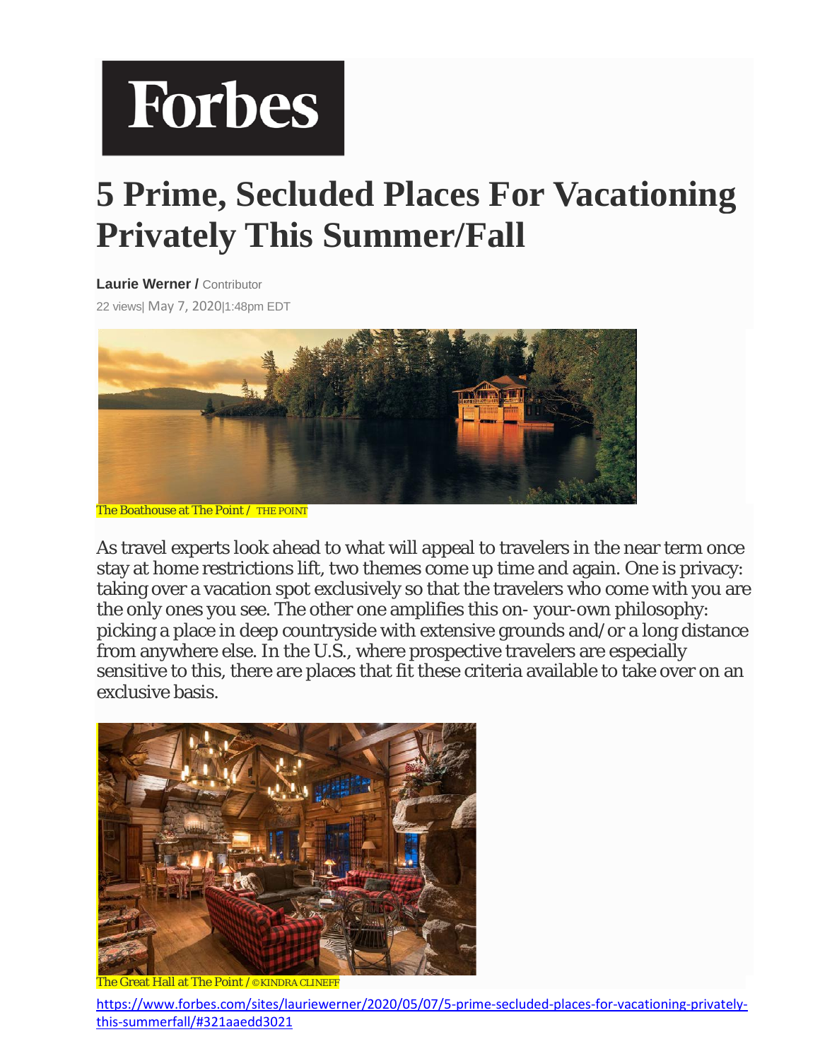Forbes

# 5 Prime, Secluded Places For Vacationing Privately This Summer/Fall

**Laurie Werner /** Contributor

22 views| May 7, 2020|1:48pm EDT

The Boathouse at The Point / THE POINT

As travel experts look ahead to what will appeal to travelers in the near term once stay at home restrictions lift, two themes come up time and again. One is privacy: taking over a vacation spot exclusively so that the travelers who come with you are the only ones you see. The other one amplifies this on- your-own philosophy: picking a place in deep countryside with extensive grounds and/or a long distance from anywhere else. In the U.S., where prospective travelers are especially sensitive to this, there are places that fit these criteria available to take over on an exclusive basis.

The Great Hall at The Point / ©KINDRA CLINEFF

https://www.forbes.com/sites/lauriewerner/2020/05/07/5-prime-secluded-places-for-vacationing-privately-this-summerfall/#321aaedd3021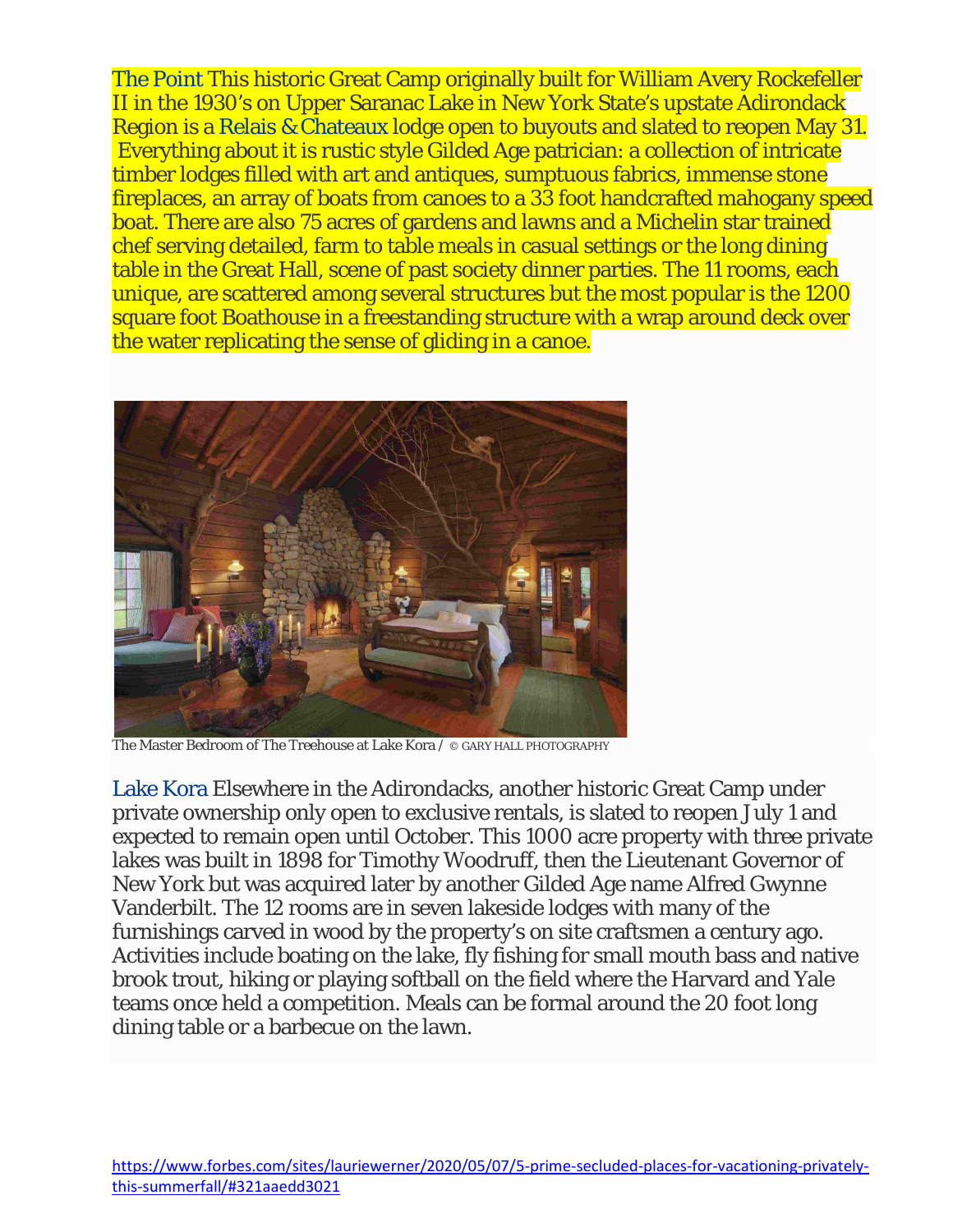The Point This historic Great Camp originally built for William Avery Rockefeller II in the 1930's on Upper Saranac Lake in New York State's upstate Adirondack Region is a Relais & Chateaux lodge open to buyouts and slated to reopen May 31. Everything about it is rustic style Gilded Age patrician: a collection of intricate timber lodges filled with art and antiques, sumptuous fabrics, immense stone fireplaces, an array of boats from canoes to a 33 foot handcrafted mahogany speed boat. There are also 75 acres of gardens and lawns and a Michelin star trained chef serving detailed, farm to table meals in casual settings or the long dining table in the Great Hall, scene of past society dinner parties. The 11 rooms, each unique, are scattered among several structures but the most popular is the 1200 square foot Boathouse in a freestanding structure with a wrap around deck over the water replicating the sense of gliding in a canoe.

The Master Bedroom of The Treehouse at Lake Kora / © GARY HALL PHOTOGRAPHY

Lake Kora Elsewhere in the Adirondacks, another historic Great Camp under private ownership only open to exclusive rentals, is slated to reopen July 1 and expected to remain open until October. This 1000 acre property with three private lakes was built in 1898 for Timothy Woodruff, then the Lieutenant Governor of New York but was acquired later by another Gilded Age name Alfred Gwynne Vanderbilt. The 12 rooms are in seven lakeside lodges with many of the furnishings carved in wood by the property's on site craftsmen a century ago. Activities include boating on the lake, fly fishing for small mouth bass and native brook trout, hiking or playing softball on the field where the Harvard and Yale teams once held a competition. Meals can be formal around the 20 foot long dining table or a barbecue on the lawn.

https://www.forbes.com/sites/lauriewerner/2020/05/07/5-prime-secluded-places-for-vacationing-privately-this-summerfall/#321aaedd3021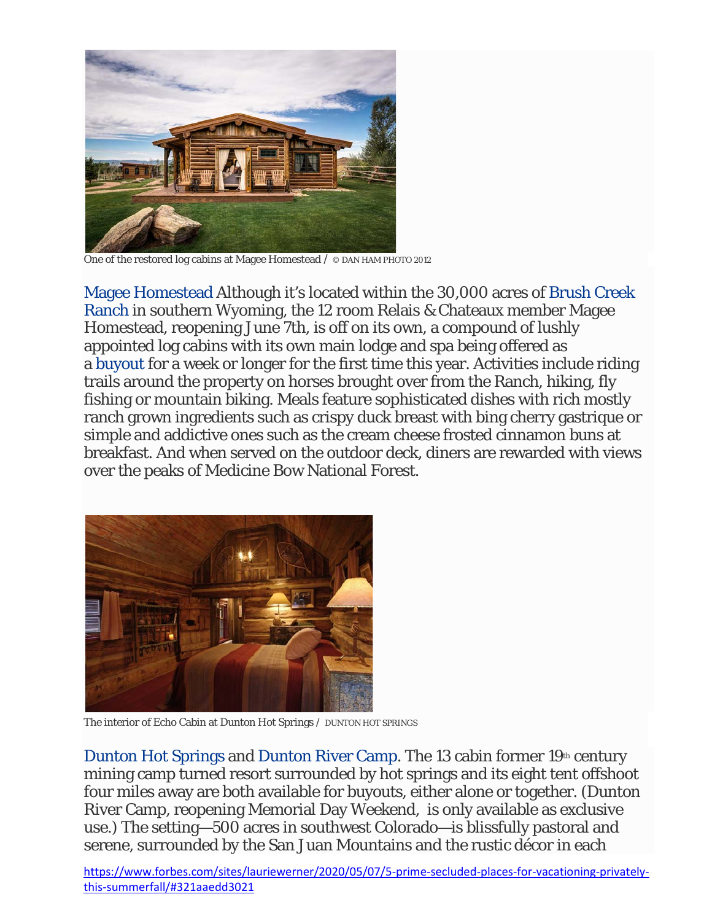One of the restored log cabins at Magee Homestead / © DAN HAM PHOTO 2012

Magee Homestead Although it's located within the 30,000 acres of Brush Creek Ranch in southern Wyoming, the 12 room Relais & Chateaux member Magee Homestead, reopening June 7th, is off on its own, a compound of lushly appointed log cabins with its own main lodge and spa being offered as a buyout for a week or longer for the first time this year. Activities include riding trails around the property on horses brought over from the Ranch, hiking, fly fishing or mountain biking. Meals feature sophisticated dishes with rich mostly ranch grown ingredients such as crispy duck breast with bing cherry gastrique or simple and addictive ones such as the cream cheese frosted cinnamon buns at breakfast. And when served on the outdoor deck, diners are rewarded with views over the peaks of Medicine Bow National Forest.

The interior of Echo Cabin at Dunton Hot Springs / DUNTON HOT SPRINGS

Dunton Hot Springs and Dunton River Camp. The 13 cabin former 19th century mining camp turned resort surrounded by hot springs and its eight tent offshoot four miles away are both available for buyouts, either alone or together. (Dunton River Camp, reopening Memorial Day Weekend, is only available as exclusive use.) The setting—500 acres in southwest Colorado—is blissfully pastoral and serene, surrounded by the San Juan Mountains and the rustic décor in each

https://www.forbes.com/sites/lauriewerner/2020/05/07/5-prime-secluded-places-for-vacationing-privately-this-summerfall/#321aaedd3021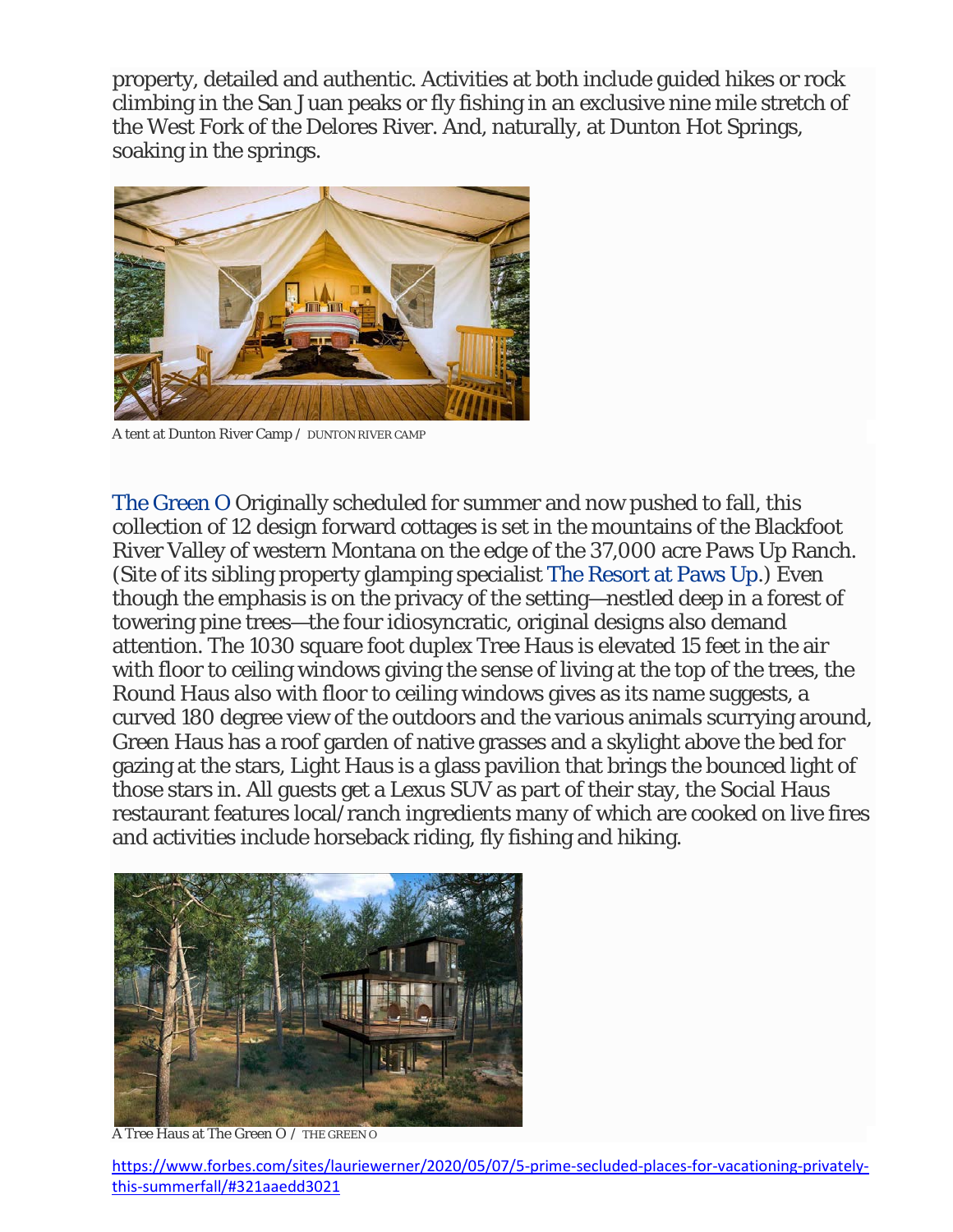property, detailed and authentic. Activities at both include guided hikes or rock climbing in the San Juan peaks or fly fishing in an exclusive nine mile stretch of the West Fork of the Delores River. And, naturally, at Dunton Hot Springs, soaking in the springs.

A tent at Dunton River Camp / DUNTON RIVER CAMP

The Green O Originally scheduled for summer and now pushed to fall, this collection of 12 design forward cottages is set in the mountains of the Blackfoot River Valley of western Montana on the edge of the 37,000 acre Paws Up Ranch. (Site of its sibling property glamping specialist The Resort at Paws Up.) Even though the emphasis is on the privacy of the setting—nestled deep in a forest of towering pine trees—the four idiosyncratic, original designs also demand attention. The 1030 square foot duplex Tree Haus is elevated 15 feet in the air with floor to ceiling windows giving the sense of living at the top of the trees, the Round Haus also with floor to ceiling windows gives as its name suggests, a curved 180 degree view of the outdoors and the various animals scurrying around, Green Haus has a roof garden of native grasses and a skylight above the bed for gazing at the stars, Light Haus is a glass pavilion that brings the bounced light of those stars in. All guests get a Lexus SUV as part of their stay, the Social Haus restaurant features local/ranch ingredients many of which are cooked on live fires and activities include horseback riding, fly fishing and hiking.

A Tree Haus at The Green O / THE GREEN O

https://www.forbes.com/sites/lauriewerner/2020/05/07/5-prime-secluded-places-for-vacationing-privately-this-summerfall/#321aaedd3021